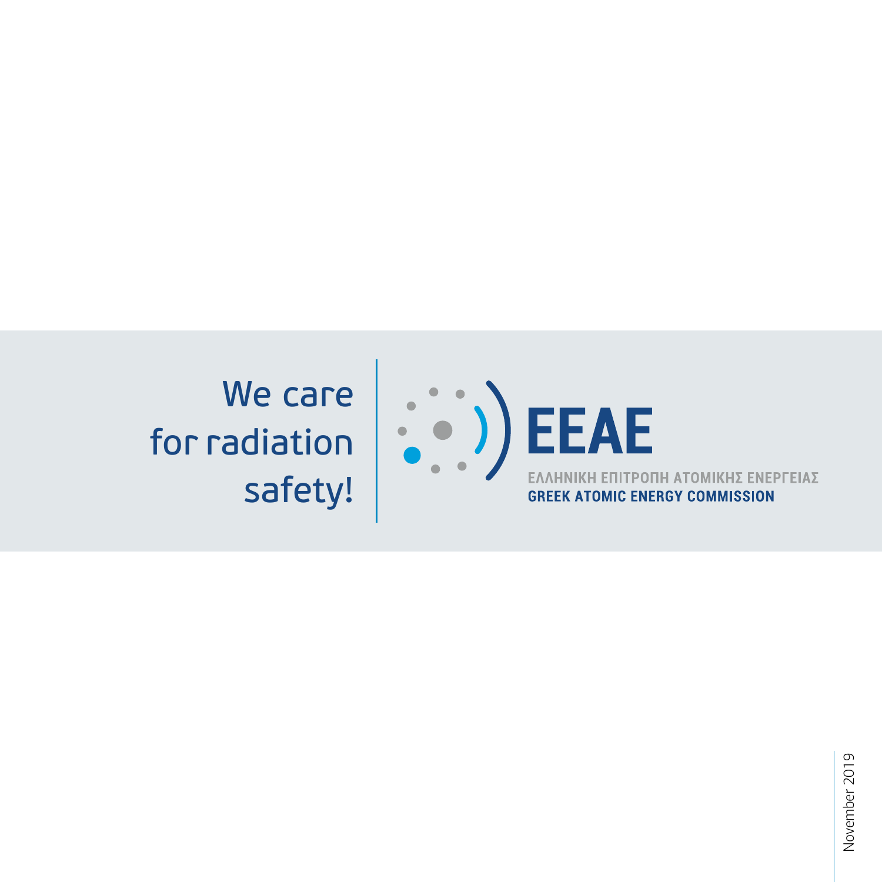We care for radiation safety!

# EEAE

ΕΛΛΗΝΙΚΗ ΕΠΙΤΡΟΠΗ ΑΤΟΜΙΚΗΣ ΕΝΕΡΓΕΙΑΣ

**GREEK ATOMIC ENERGY COMMISSION**

November 2019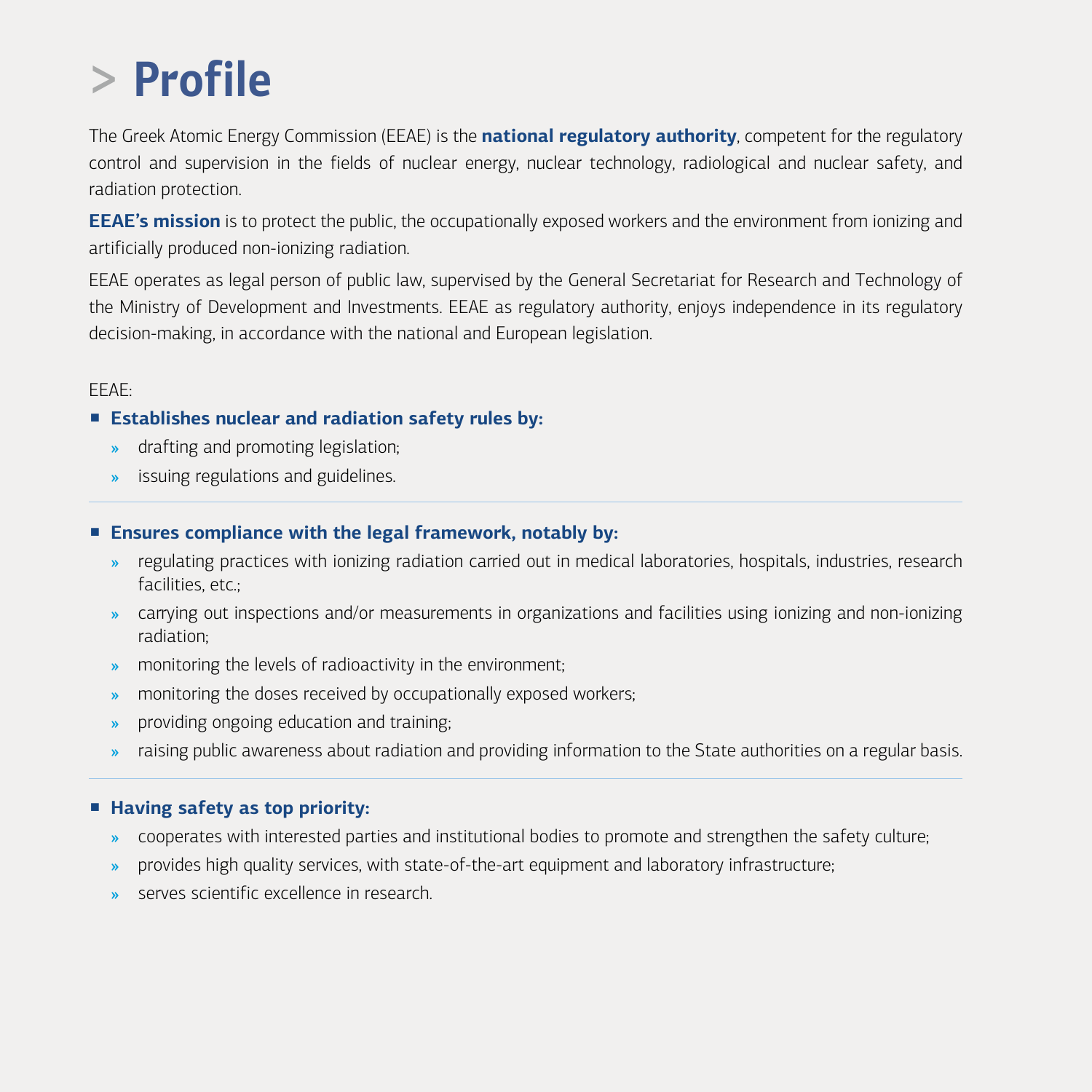# > Profile

The Greek Atomic Energy Commission (EEAE) is the **national regulatory authority**, competent for the regulatory control and supervision in the fields of nuclear energy, nuclear technology, radiological and nuclear safety, and radiation protection.

**EEAE's mission** is to protect the public, the occupationally exposed workers and the environment from ionizing and artificially produced non-ionizing radiation.

EEAE operates as legal person of public law, supervised by the General Secretariat for Research and Technology of the Ministry of Development and Investments. EEAE as regulatory authority, enjoys independence in its regulatory decision-making, in accordance with the national and European legislation.

EEAE:

- **Establishes nuclear and radiation safety rules by:**
  - drafting and promoting legislation;
  - issuing regulations and guidelines.

---

- **Ensures compliance with the legal framework, notably by:**
  - regulating practices with ionizing radiation carried out in medical laboratories, hospitals, industries, research facilities, etc.;
  - carrying out inspections and/or measurements in organizations and facilities using ionizing and non-ionizing radiation;
  - monitoring the levels of radioactivity in the environment;
  - monitoring the doses received by occupationally exposed workers;
  - providing ongoing education and training;
  - raising public awareness about radiation and providing information to the State authorities on a regular basis.

---

- **Having safety as top priority:**
  - cooperates with interested parties and institutional bodies to promote and strengthen the safety culture;
  - provides high quality services, with state-of-the-art equipment and laboratory infrastructure;
  - serves scientific excellence in research.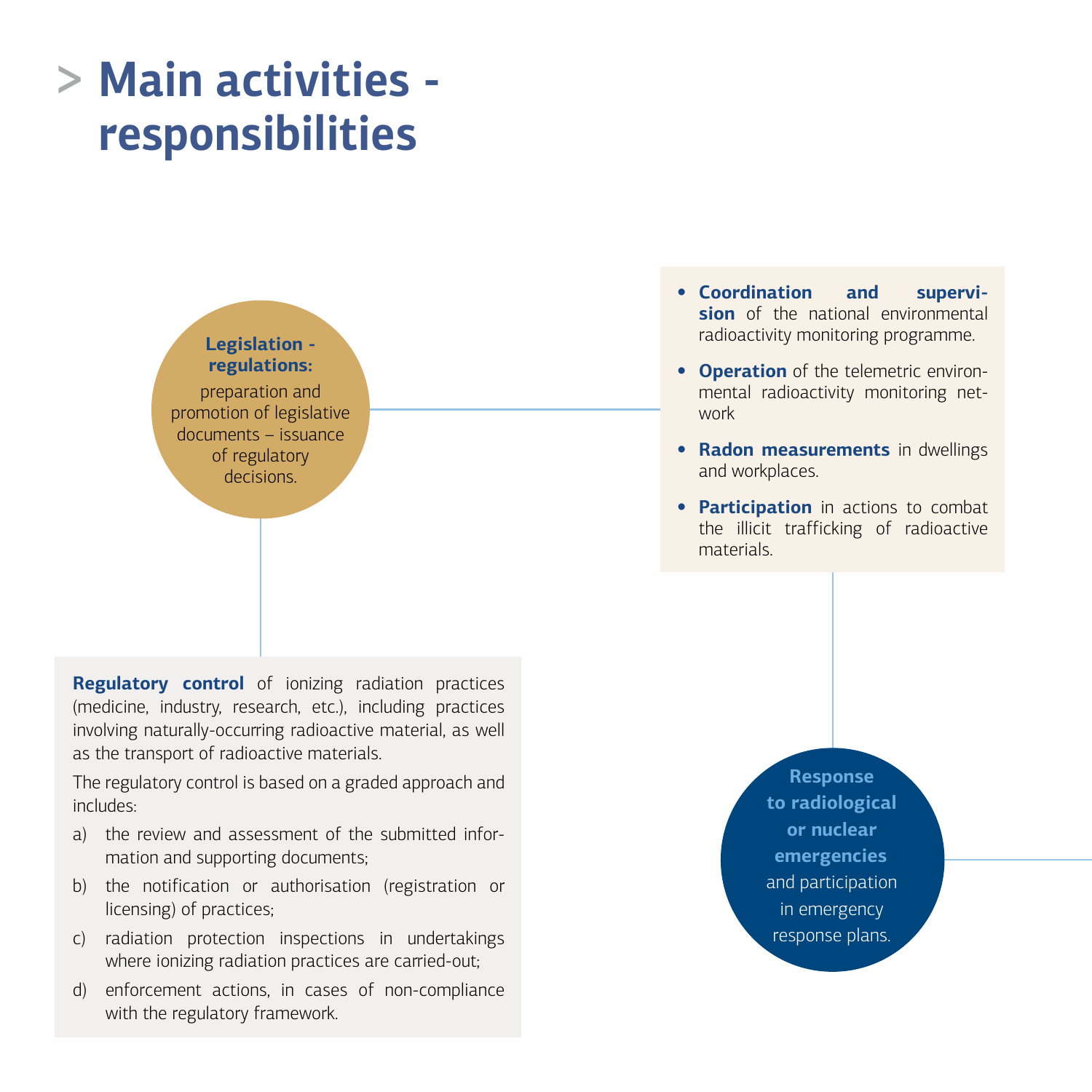# Main activities - responsibilities

**Legislation - regulations:** preparation and promotion of legislative documents – issuance of regulatory decisions.

- **Coordination and supervision** of the national environmental radioactivity monitoring programme.
- **Operation** of the telemetric environmental radioactivity monitoring network
- **Radon measurements** in dwellings and workplaces.
- **Participation** in actions to combat the illicit trafficking of radioactive materials.

**Regulatory control** of ionizing radiation practices (medicine, industry, research, etc.), including practices involving naturally-occurring radioactive material, as well as the transport of radioactive materials.

The regulatory control is based on a graded approach and includes:

a) the review and assessment of the submitted information and supporting documents;

b) the notification or authorisation (registration or licensing) of practices;

c) radiation protection inspections in undertakings where ionizing radiation practices are carried-out;

d) enforcement actions, in cases of non-compliance with the regulatory framework.

**Response to radiological or nuclear emergencies** and participation in emergency response plans.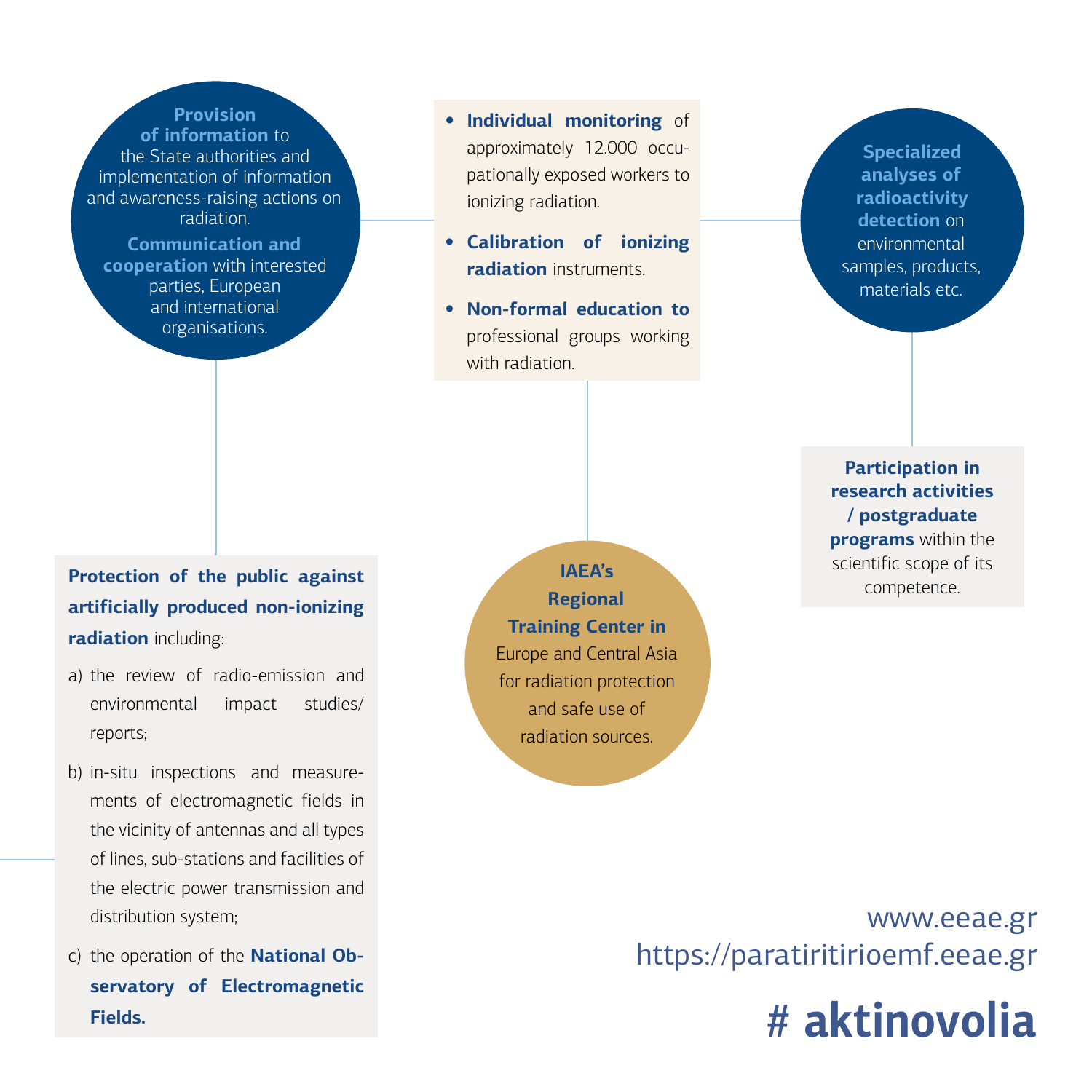**Provision of information** to the State authorities and implementation of information and awareness-raising actions on radiation.

**Communication and cooperation** with interested parties, European and international organisations.

- **Individual monitoring** of approximately 12.000 occupationally exposed workers to ionizing radiation.
- **Calibration of ionizing radiation** instruments.
- **Non-formal education to** professional groups working with radiation.

**Specialized analyses of radioactivity detection** on environmental samples, products, materials etc.

**Participation in research activities / postgraduate programs** within the scientific scope of its competence.

**Protection of the public against artificially produced non-ionizing radiation** including:

a) the review of radio-emission and environmental impact studies/ reports;

b) in-situ inspections and measurements of electromagnetic fields in the vicinity of antennas and all types of lines, sub-stations and facilities of the electric power transmission and distribution system;

c) the operation of the **National Observatory of Electromagnetic Fields.**

**IAEA's Regional Training Center in** Europe and Central Asia for radiation protection and safe use of radiation sources.

www.eeae.gr
https://paratiritirioemf.eeae.gr

**# aktinovolia**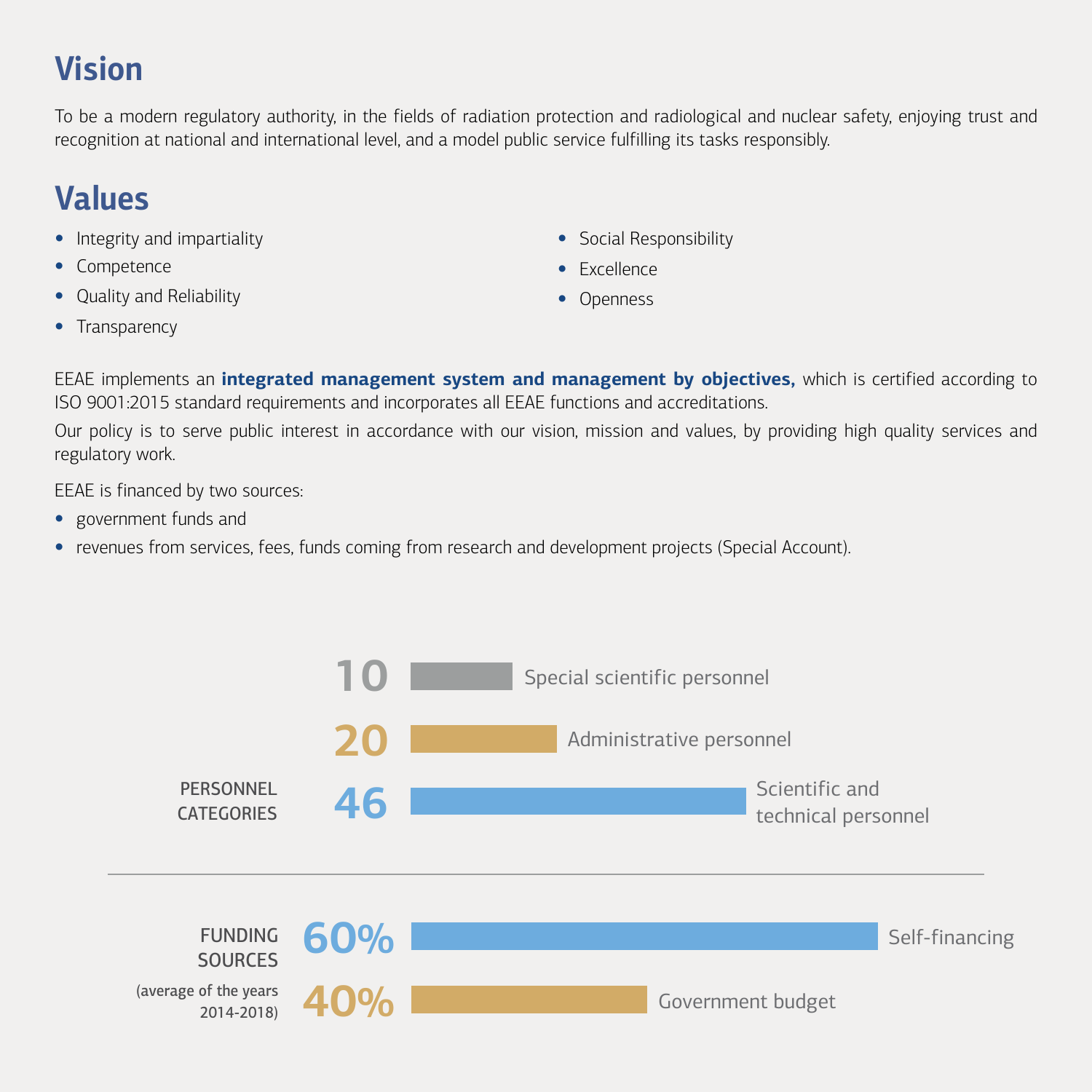## Vision

To be a modern regulatory authority, in the fields of radiation protection and radiological and nuclear safety, enjoying trust and recognition at national and international level, and a model public service fulfilling its tasks responsibly.

## Values

- Integrity and impartiality
- Competence
- Quality and Reliability
- Transparency
- Social Responsibility
- Excellence
- Openness

EEAE implements an **integrated management system and management by objectives,** which is certified according to ISO 9001:2015 standard requirements and incorporates all EEAE functions and accreditations.

Our policy is to serve public interest in accordance with our vision, mission and values, by providing high quality services and regulatory work.

EEAE is financed by two sources:

- government funds and
- revenues from services, fees, funds coming from research and development projects (Special Account).

**PERSONNEL CATEGORIES**

| Number | Category |
|---|---|
| 10 | Special scientific personnel |
| 20 | Administrative personnel |
| 46 | Scientific and technical personnel |

**FUNDING SOURCES** (average of the years 2014-2018)

| Share | Source |
|---|---|
| 60% | Self-financing |
| 40% | Government budget |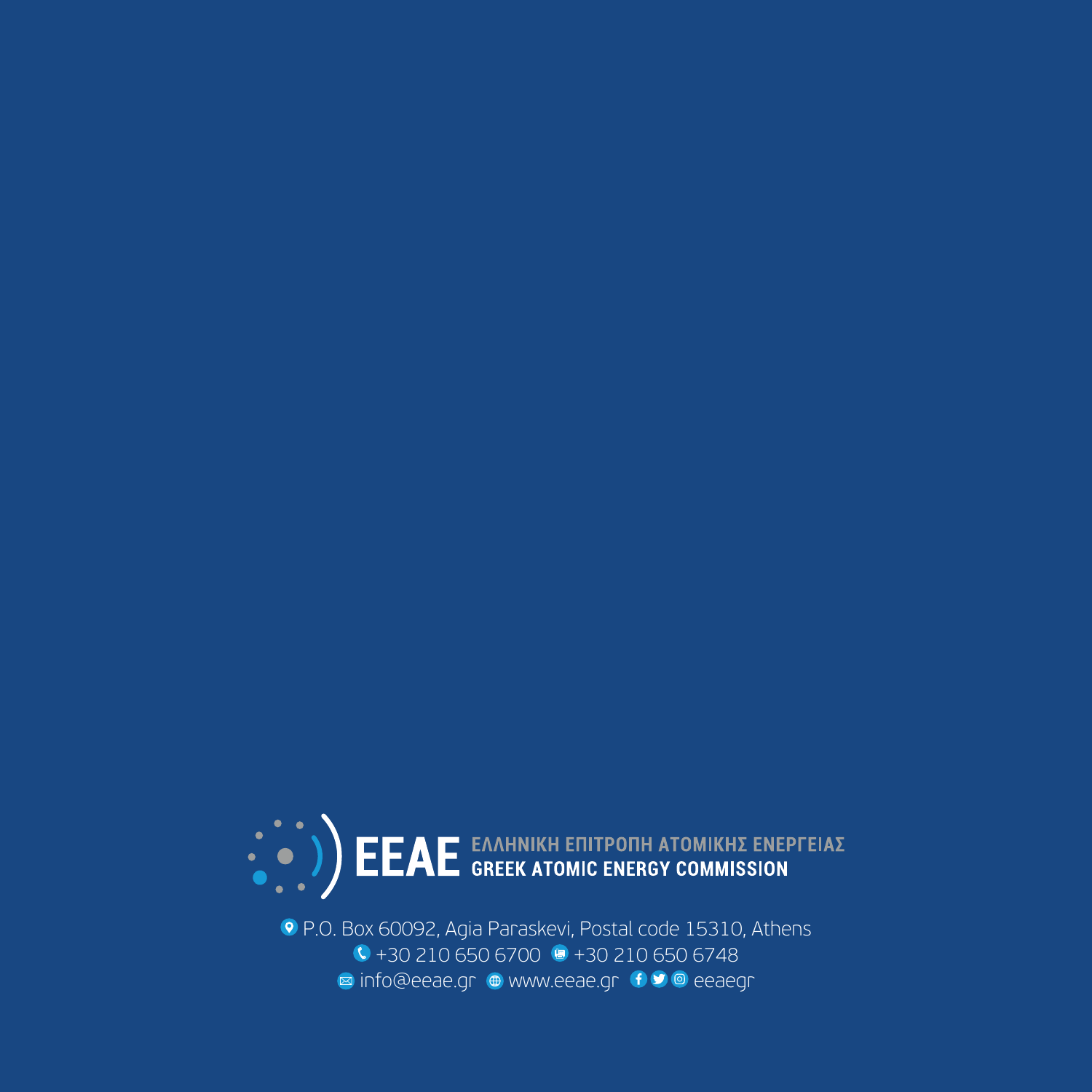**ΕΕΑΕ** ΕΛΛΗΝΙΚΗ ΕΠΙΤΡΟΠΗ ΑΤΟΜΙΚΗΣ ΕΝΕΡΓΕΙΑΣ
GREEK ATOMIC ENERGY COMMISSION

P.O. Box 60092, Agia Paraskevi, Postal code 15310, Athens
+30 210 650 6700 +30 210 650 6748
info@eeae.gr www.eeae.gr eeaegr